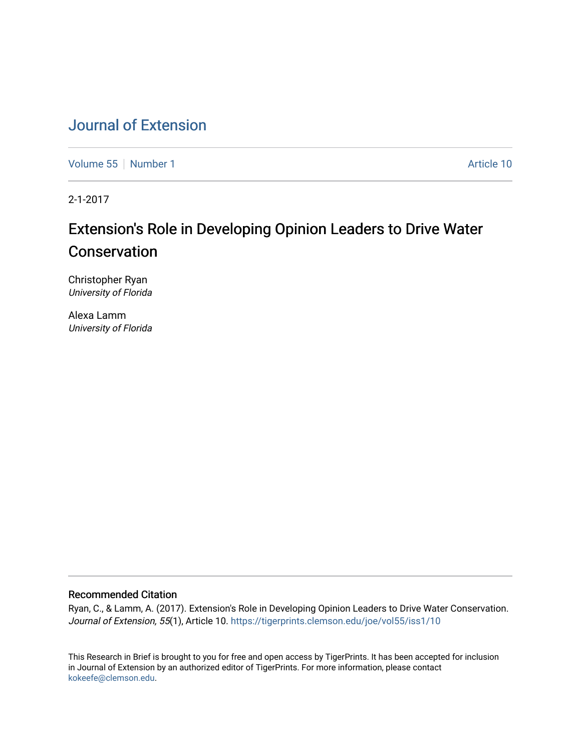# Journal of Extension

Volume 55 | Number 1 | Article 10

2-1-2017

## Extension's Role in Developing Opinion Leaders to Drive Water Conservation

Christopher Ryan
*University of Florida*

Alexa Lamm
*University of Florida*

### Recommended Citation

Ryan, C., & Lamm, A. (2017). Extension's Role in Developing Opinion Leaders to Drive Water Conservation. *Journal of Extension, 55*(1), Article 10. https://tigerprints.clemson.edu/joe/vol55/iss1/10

This Research in Brief is brought to you for free and open access by TigerPrints. It has been accepted for inclusion in Journal of Extension by an authorized editor of TigerPrints. For more information, please contact kokeefe@clemson.edu.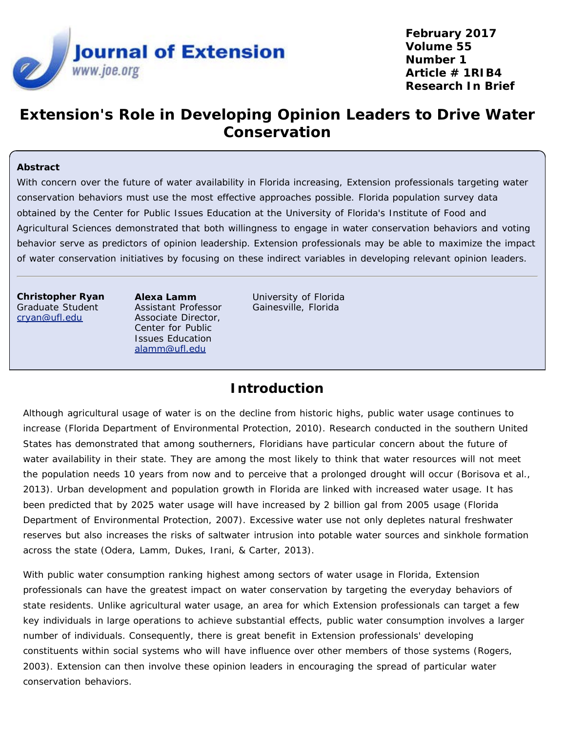# Extension's Role in Developing Opinion Leaders to Drive Water Conservation

**Abstract**

With concern over the future of water availability in Florida increasing, Extension professionals targeting water conservation behaviors must use the most effective approaches possible. Florida population survey data obtained by the Center for Public Issues Education at the University of Florida's Institute of Food and Agricultural Sciences demonstrated that both willingness to engage in water conservation behaviors and voting behavior serve as predictors of opinion leadership. Extension professionals may be able to maximize the impact of water conservation initiatives by focusing on these indirect variables in developing relevant opinion leaders.

**Christopher Ryan**
Graduate Student
cryan@ufl.edu

**Alexa Lamm**
Assistant Professor
Associate Director, Center for Public Issues Education
alamm@ufl.edu

University of Florida
Gainesville, Florida

## Introduction

Although agricultural usage of water is on the decline from historic highs, public water usage continues to increase (Florida Department of Environmental Protection, 2010). Research conducted in the southern United States has demonstrated that among southerners, Floridians have particular concern about the future of water availability in their state. They are among the most likely to think that water resources will not meet the population needs 10 years from now and to perceive that a prolonged drought will occur (Borisova et al., 2013). Urban development and population growth in Florida are linked with increased water usage. It has been predicted that by 2025 water usage will have increased by 2 billion gal from 2005 usage (Florida Department of Environmental Protection, 2007). Excessive water use not only depletes natural freshwater reserves but also increases the risks of saltwater intrusion into potable water sources and sinkhole formation across the state (Odera, Lamm, Dukes, Irani, & Carter, 2013).

With public water consumption ranking highest among sectors of water usage in Florida, Extension professionals can have the greatest impact on water conservation by targeting the everyday behaviors of state residents. Unlike agricultural water usage, an area for which Extension professionals can target a few key individuals in large operations to achieve substantial effects, public water consumption involves a larger number of individuals. Consequently, there is great benefit in Extension professionals' developing constituents within social systems who will have influence over other members of those systems (Rogers, 2003). Extension can then involve these opinion leaders in encouraging the spread of particular water conservation behaviors.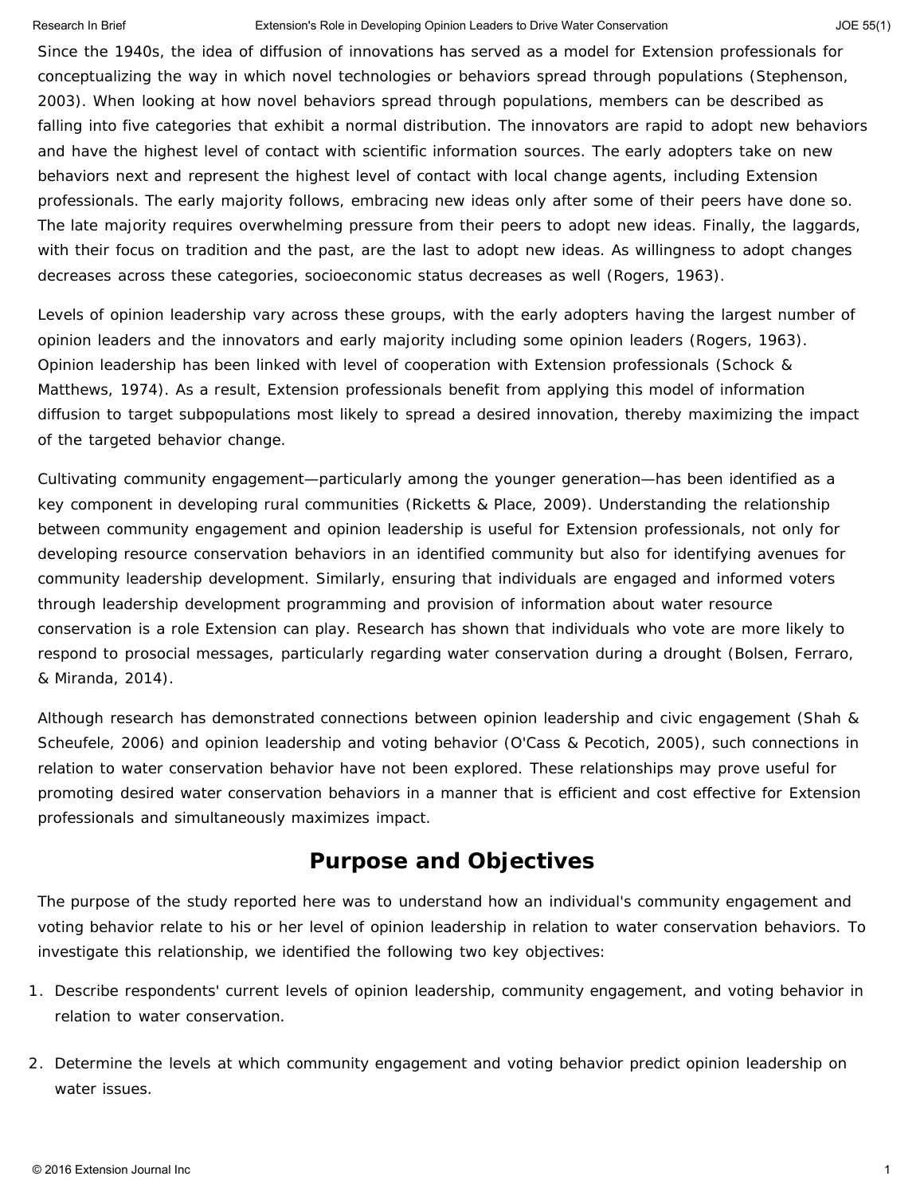Since the 1940s, the idea of diffusion of innovations has served as a model for Extension professionals for conceptualizing the way in which novel technologies or behaviors spread through populations (Stephenson, 2003). When looking at how novel behaviors spread through populations, members can be described as falling into five categories that exhibit a normal distribution. The innovators are rapid to adopt new behaviors and have the highest level of contact with scientific information sources. The early adopters take on new behaviors next and represent the highest level of contact with local change agents, including Extension professionals. The early majority follows, embracing new ideas only after some of their peers have done so. The late majority requires overwhelming pressure from their peers to adopt new ideas. Finally, the laggards, with their focus on tradition and the past, are the last to adopt new ideas. As willingness to adopt changes decreases across these categories, socioeconomic status decreases as well (Rogers, 1963).

Levels of opinion leadership vary across these groups, with the early adopters having the largest number of opinion leaders and the innovators and early majority including some opinion leaders (Rogers, 1963). Opinion leadership has been linked with level of cooperation with Extension professionals (Schock & Matthews, 1974). As a result, Extension professionals benefit from applying this model of information diffusion to target subpopulations most likely to spread a desired innovation, thereby maximizing the impact of the targeted behavior change.

Cultivating community engagement—particularly among the younger generation—has been identified as a key component in developing rural communities (Ricketts & Place, 2009). Understanding the relationship between community engagement and opinion leadership is useful for Extension professionals, not only for developing resource conservation behaviors in an identified community but also for identifying avenues for community leadership development. Similarly, ensuring that individuals are engaged and informed voters through leadership development programming and provision of information about water resource conservation is a role Extension can play. Research has shown that individuals who vote are more likely to respond to prosocial messages, particularly regarding water conservation during a drought (Bolsen, Ferraro, & Miranda, 2014).

Although research has demonstrated connections between opinion leadership and civic engagement (Shah & Scheufele, 2006) and opinion leadership and voting behavior (O'Cass & Pecotich, 2005), such connections in relation to water conservation behavior have not been explored. These relationships may prove useful for promoting desired water conservation behaviors in a manner that is efficient and cost effective for Extension professionals and simultaneously maximizes impact.

## Purpose and Objectives

The purpose of the study reported here was to understand how an individual's community engagement and voting behavior relate to his or her level of opinion leadership in relation to water conservation behaviors. To investigate this relationship, we identified the following two key objectives:

1. Describe respondents' current levels of opinion leadership, community engagement, and voting behavior in relation to water conservation.
2. Determine the levels at which community engagement and voting behavior predict opinion leadership on water issues.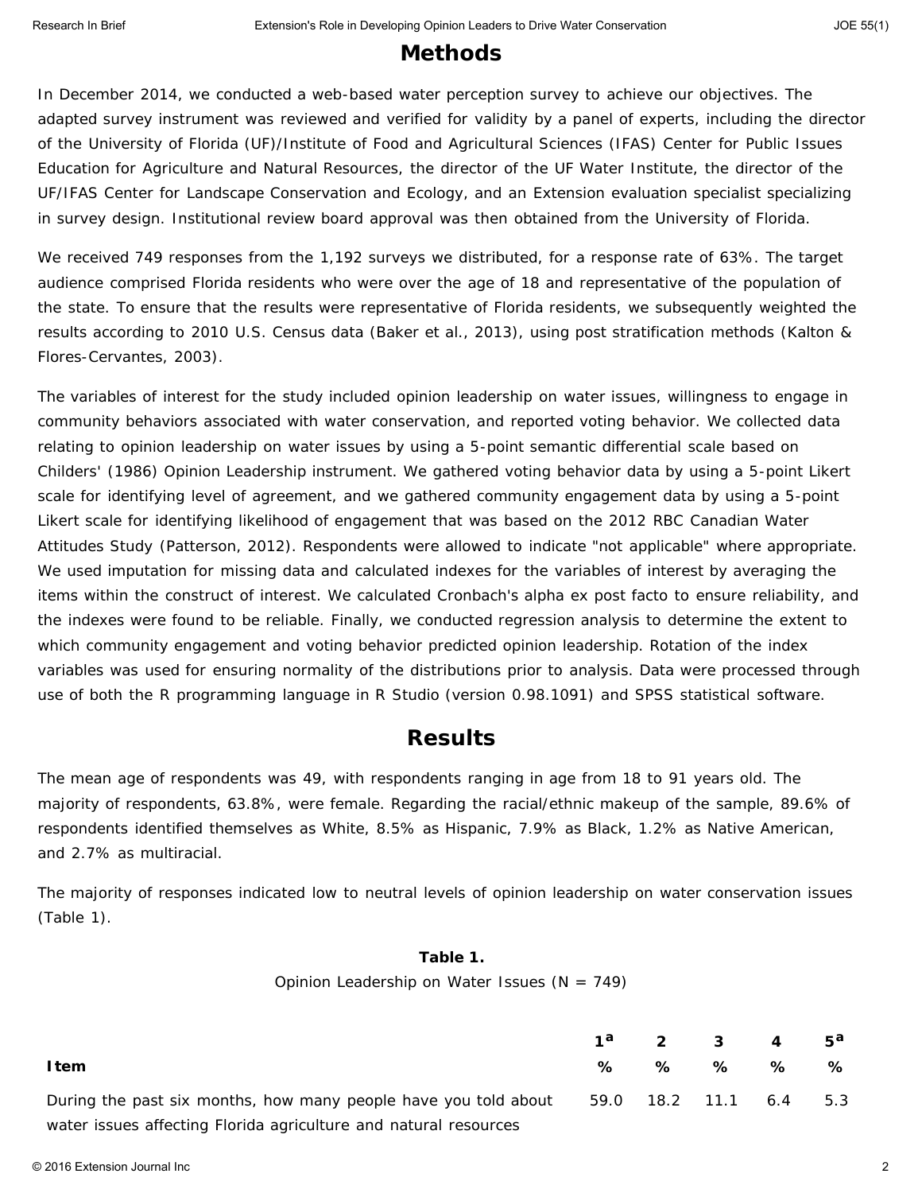## Methods

In December 2014, we conducted a web-based water perception survey to achieve our objectives. The adapted survey instrument was reviewed and verified for validity by a panel of experts, including the director of the University of Florida (UF)/Institute of Food and Agricultural Sciences (IFAS) Center for Public Issues Education for Agriculture and Natural Resources, the director of the UF Water Institute, the director of the UF/IFAS Center for Landscape Conservation and Ecology, and an Extension evaluation specialist specializing in survey design. Institutional review board approval was then obtained from the University of Florida.

We received 749 responses from the 1,192 surveys we distributed, for a response rate of 63%. The target audience comprised Florida residents who were over the age of 18 and representative of the population of the state. To ensure that the results were representative of Florida residents, we subsequently weighted the results according to 2010 U.S. Census data (Baker et al., 2013), using post stratification methods (Kalton & Flores-Cervantes, 2003).

The variables of interest for the study included opinion leadership on water issues, willingness to engage in community behaviors associated with water conservation, and reported voting behavior. We collected data relating to opinion leadership on water issues by using a 5-point semantic differential scale based on Childers' (1986) Opinion Leadership instrument. We gathered voting behavior data by using a 5-point Likert scale for identifying level of agreement, and we gathered community engagement data by using a 5-point Likert scale for identifying likelihood of engagement that was based on the 2012 RBC Canadian Water Attitudes Study (Patterson, 2012). Respondents were allowed to indicate "not applicable" where appropriate. We used imputation for missing data and calculated indexes for the variables of interest by averaging the items within the construct of interest. We calculated Cronbach's alpha ex post facto to ensure reliability, and the indexes were found to be reliable. Finally, we conducted regression analysis to determine the extent to which community engagement and voting behavior predicted opinion leadership. Rotation of the index variables was used for ensuring normality of the distributions prior to analysis. Data were processed through use of both the R programming language in R Studio (version 0.98.1091) and SPSS statistical software.

## Results

The mean age of respondents was 49, with respondents ranging in age from 18 to 91 years old. The majority of respondents, 63.8%, were female. Regarding the racial/ethnic makeup of the sample, 89.6% of respondents identified themselves as White, 8.5% as Hispanic, 7.9% as Black, 1.2% as Native American, and 2.7% as multiracial.

The majority of responses indicated low to neutral levels of opinion leadership on water conservation issues (Table 1).

**Table 1.**
Opinion Leadership on Water Issues (N = 749)

| Item | 1[a] % | 2 % | 3 % | 4 % | 5[a] % |
|---|---|---|---|---|---|
| During the past six months, how many people have you told about water issues affecting Florida agriculture and natural resources | 59.0 | 18.2 | 11.1 | 6.4 | 5.3 |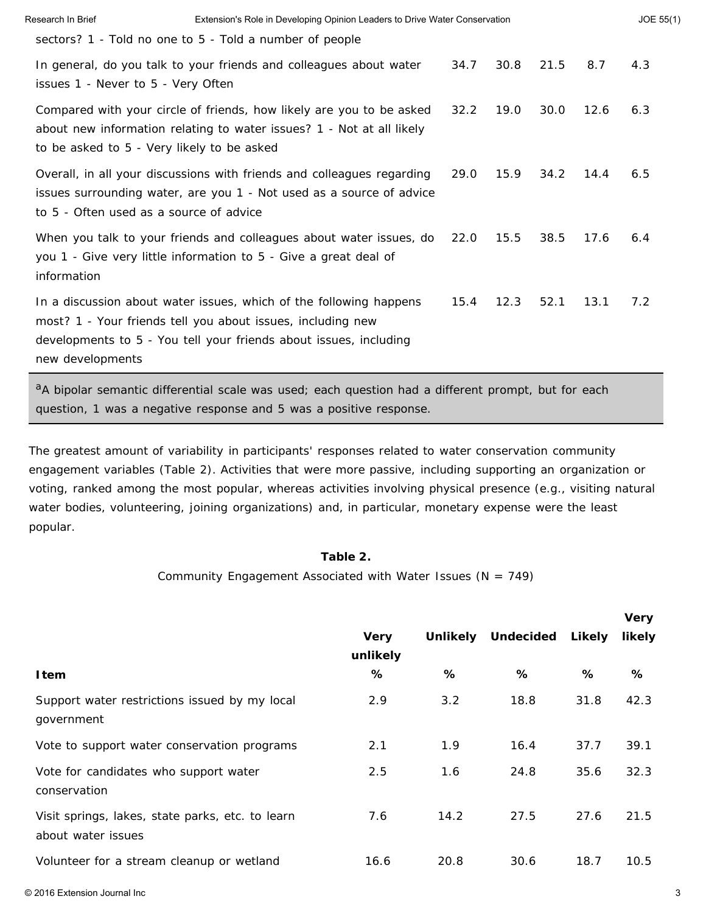| | | | | | |
|---|---|---|---|---|---|
| sectors? 1 - Told no one to 5 - Told a number of people | | | | | |
| In general, do you talk to your friends and colleagues about water issues 1 - Never to 5 - Very Often | 34.7 | 30.8 | 21.5 | 8.7 | 4.3 |
| Compared with your circle of friends, how likely are you to be asked about new information relating to water issues? 1 - Not at all likely to be asked to 5 - Very likely to be asked | 32.2 | 19.0 | 30.0 | 12.6 | 6.3 |
| Overall, in all your discussions with friends and colleagues regarding issues surrounding water, are you 1 - Not used as a source of advice to 5 - Often used as a source of advice | 29.0 | 15.9 | 34.2 | 14.4 | 6.5 |
| When you talk to your friends and colleagues about water issues, do you 1 - Give very little information to 5 - Give a great deal of information | 22.0 | 15.5 | 38.5 | 17.6 | 6.4 |
| In a discussion about water issues, which of the following happens most? 1 - Your friends tell you about issues, including new developments to 5 - You tell your friends about issues, including new developments | 15.4 | 12.3 | 52.1 | 13.1 | 7.2 |

[a]A bipolar semantic differential scale was used; each question had a different prompt, but for each question, 1 was a negative response and 5 was a positive response.

The greatest amount of variability in participants' responses related to water conservation community engagement variables (Table 2). Activities that were more passive, including supporting an organization or voting, ranked among the most popular, whereas activities involving physical presence (e.g., visiting natural water bodies, volunteering, joining organizations) and, in particular, monetary expense were the least popular.

**Table 2.**

Community Engagement Associated with Water Issues (N = 749)

| Item | Very unlikely % | Unlikely % | Undecided % | Likely % | Very likely % |
|---|---|---|---|---|---|
| Support water restrictions issued by my local government | 2.9 | 3.2 | 18.8 | 31.8 | 42.3 |
| Vote to support water conservation programs | 2.1 | 1.9 | 16.4 | 37.7 | 39.1 |
| Vote for candidates who support water conservation | 2.5 | 1.6 | 24.8 | 35.6 | 32.3 |
| Visit springs, lakes, state parks, etc. to learn about water issues | 7.6 | 14.2 | 27.5 | 27.6 | 21.5 |
| Volunteer for a stream cleanup or wetland | 16.6 | 20.8 | 30.6 | 18.7 | 10.5 |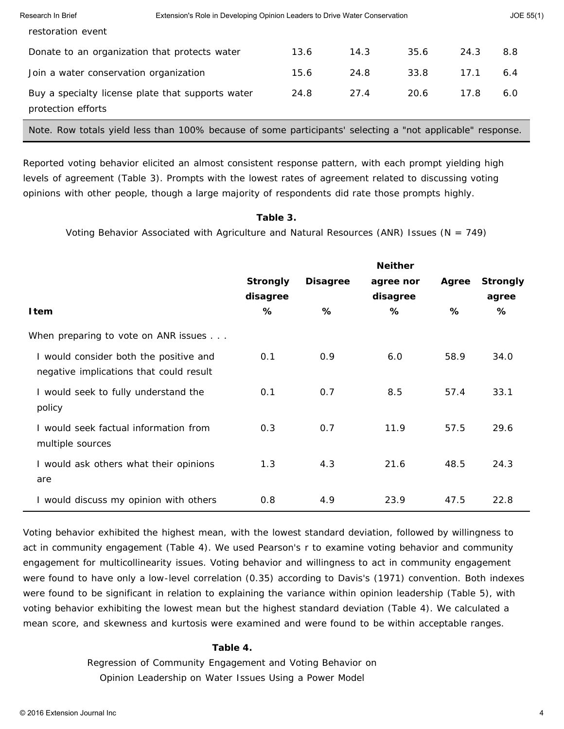| | | | | | |
|---|---|---|---|---|---|
| restoration event | | | | | |
| Donate to an organization that protects water | 13.6 | 14.3 | 35.6 | 24.3 | 8.8 |
| Join a water conservation organization | 15.6 | 24.8 | 33.8 | 17.1 | 6.4 |
| Buy a specialty license plate that supports water protection efforts | 24.8 | 27.4 | 20.6 | 17.8 | 6.0 |

Note. Row totals yield less than 100% because of some participants' selecting a "not applicable" response.

Reported voting behavior elicited an almost consistent response pattern, with each prompt yielding high levels of agreement (Table 3). Prompts with the lowest rates of agreement related to discussing voting opinions with other people, though a large majority of respondents did rate those prompts highly.

**Table 3.**

Voting Behavior Associated with Agriculture and Natural Resources (ANR) Issues (N = 749)

| Item | Strongly disagree % | Disagree % | Neither agree nor disagree % | Agree % | Strongly agree % |
|---|---|---|---|---|---|
| When preparing to vote on ANR issues . . . | | | | | |
| I would consider both the positive and negative implications that could result | 0.1 | 0.9 | 6.0 | 58.9 | 34.0 |
| I would seek to fully understand the policy | 0.1 | 0.7 | 8.5 | 57.4 | 33.1 |
| I would seek factual information from multiple sources | 0.3 | 0.7 | 11.9 | 57.5 | 29.6 |
| I would ask others what their opinions are | 1.3 | 4.3 | 21.6 | 48.5 | 24.3 |
| I would discuss my opinion with others | 0.8 | 4.9 | 23.9 | 47.5 | 22.8 |

Voting behavior exhibited the highest mean, with the lowest standard deviation, followed by willingness to act in community engagement (Table 4). We used Pearson's r to examine voting behavior and community engagement for multicollinearity issues. Voting behavior and willingness to act in community engagement were found to have only a low-level correlation (0.35) according to Davis's (1971) convention. Both indexes were found to be significant in relation to explaining the variance within opinion leadership (Table 5), with voting behavior exhibiting the lowest mean but the highest standard deviation (Table 4). We calculated a mean score, and skewness and kurtosis were examined and were found to be within acceptable ranges.

**Table 4.**

Regression of Community Engagement and Voting Behavior on Opinion Leadership on Water Issues Using a Power Model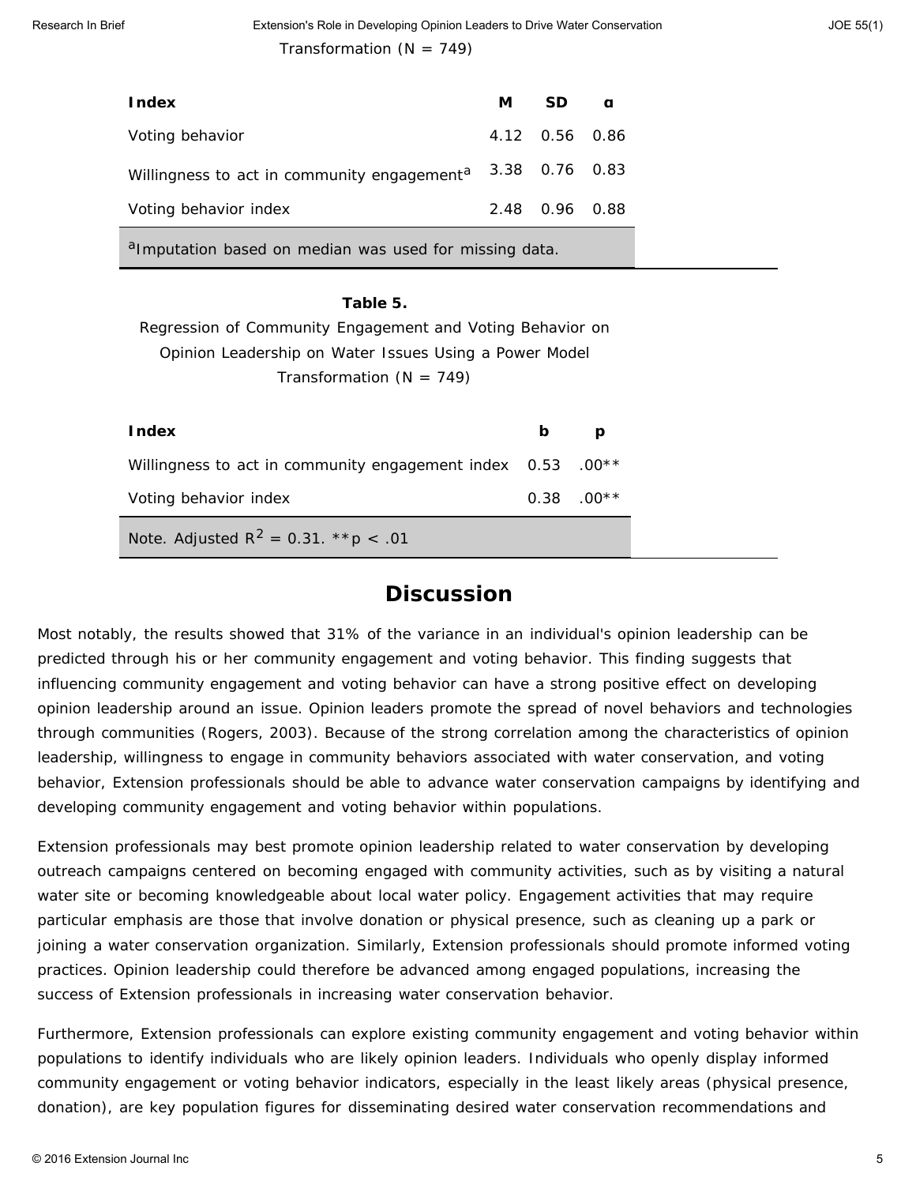Transformation (N = 749)

| Index | M | SD | α |
|---|---|---|---|
| Voting behavior | 4.12 | 0.56 | 0.86 |
| Willingness to act in community engagement[a] | 3.38 | 0.76 | 0.83 |
| Voting behavior index | 2.48 | 0.96 | 0.88 |

[a]Imputation based on median was used for missing data.

**Table 5.**

Regression of Community Engagement and Voting Behavior on Opinion Leadership on Water Issues Using a Power Model Transformation (N = 749)

| Index | b | p |
|---|---|---|
| Willingness to act in community engagement index | 0.53 | .00** |
| Voting behavior index | 0.38 | .00** |

Note. Adjusted $R^2 = 0.31$. **$p < .01$

## Discussion

Most notably, the results showed that 31% of the variance in an individual's opinion leadership can be predicted through his or her community engagement and voting behavior. This finding suggests that influencing community engagement and voting behavior can have a strong positive effect on developing opinion leadership around an issue. Opinion leaders promote the spread of novel behaviors and technologies through communities (Rogers, 2003). Because of the strong correlation among the characteristics of opinion leadership, willingness to engage in community behaviors associated with water conservation, and voting behavior, Extension professionals should be able to advance water conservation campaigns by identifying and developing community engagement and voting behavior within populations.

Extension professionals may best promote opinion leadership related to water conservation by developing outreach campaigns centered on becoming engaged with community activities, such as by visiting a natural water site or becoming knowledgeable about local water policy. Engagement activities that may require particular emphasis are those that involve donation or physical presence, such as cleaning up a park or joining a water conservation organization. Similarly, Extension professionals should promote informed voting practices. Opinion leadership could therefore be advanced among engaged populations, increasing the success of Extension professionals in increasing water conservation behavior.

Furthermore, Extension professionals can explore existing community engagement and voting behavior within populations to identify individuals who are likely opinion leaders. Individuals who openly display informed community engagement or voting behavior indicators, especially in the least likely areas (physical presence, donation), are key population figures for disseminating desired water conservation recommendations and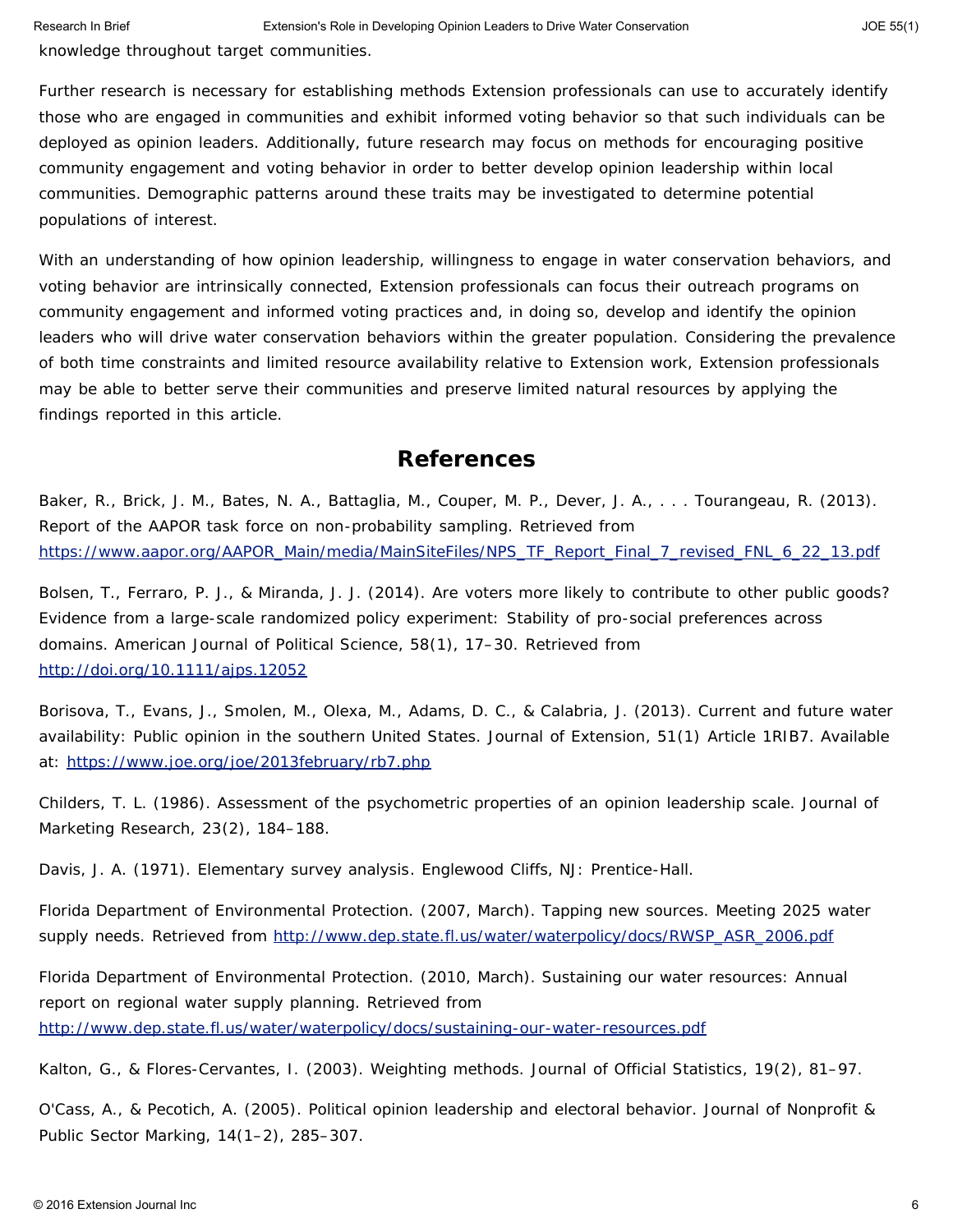knowledge throughout target communities.

Further research is necessary for establishing methods Extension professionals can use to accurately identify those who are engaged in communities and exhibit informed voting behavior so that such individuals can be deployed as opinion leaders. Additionally, future research may focus on methods for encouraging positive community engagement and voting behavior in order to better develop opinion leadership within local communities. Demographic patterns around these traits may be investigated to determine potential populations of interest.

With an understanding of how opinion leadership, willingness to engage in water conservation behaviors, and voting behavior are intrinsically connected, Extension professionals can focus their outreach programs on community engagement and informed voting practices and, in doing so, develop and identify the opinion leaders who will drive water conservation behaviors within the greater population. Considering the prevalence of both time constraints and limited resource availability relative to Extension work, Extension professionals may be able to better serve their communities and preserve limited natural resources by applying the findings reported in this article.

## References

Baker, R., Brick, J. M., Bates, N. A., Battaglia, M., Couper, M. P., Dever, J. A., . . . Tourangeau, R. (2013). Report of the AAPOR task force on non-probability sampling. Retrieved from https://www.aapor.org/AAPOR_Main/media/MainSiteFiles/NPS_TF_Report_Final_7_revised_FNL_6_22_13.pdf

Bolsen, T., Ferraro, P. J., & Miranda, J. J. (2014). Are voters more likely to contribute to other public goods? Evidence from a large-scale randomized policy experiment: Stability of pro-social preferences across domains. American Journal of Political Science, 58(1), 17–30. Retrieved from http://doi.org/10.1111/ajps.12052

Borisova, T., Evans, J., Smolen, M., Olexa, M., Adams, D. C., & Calabria, J. (2013). Current and future water availability: Public opinion in the southern United States. Journal of Extension, 51(1) Article 1RIB7. Available at: https://www.joe.org/joe/2013february/rb7.php

Childers, T. L. (1986). Assessment of the psychometric properties of an opinion leadership scale. Journal of Marketing Research, 23(2), 184–188.

Davis, J. A. (1971). Elementary survey analysis. Englewood Cliffs, NJ: Prentice-Hall.

Florida Department of Environmental Protection. (2007, March). Tapping new sources. Meeting 2025 water supply needs. Retrieved from http://www.dep.state.fl.us/water/waterpolicy/docs/RWSP_ASR_2006.pdf

Florida Department of Environmental Protection. (2010, March). Sustaining our water resources: Annual report on regional water supply planning. Retrieved from http://www.dep.state.fl.us/water/waterpolicy/docs/sustaining-our-water-resources.pdf

Kalton, G., & Flores-Cervantes, I. (2003). Weighting methods. Journal of Official Statistics, 19(2), 81–97.

O'Cass, A., & Pecotich, A. (2005). Political opinion leadership and electoral behavior. Journal of Nonprofit & Public Sector Marking, 14(1–2), 285–307.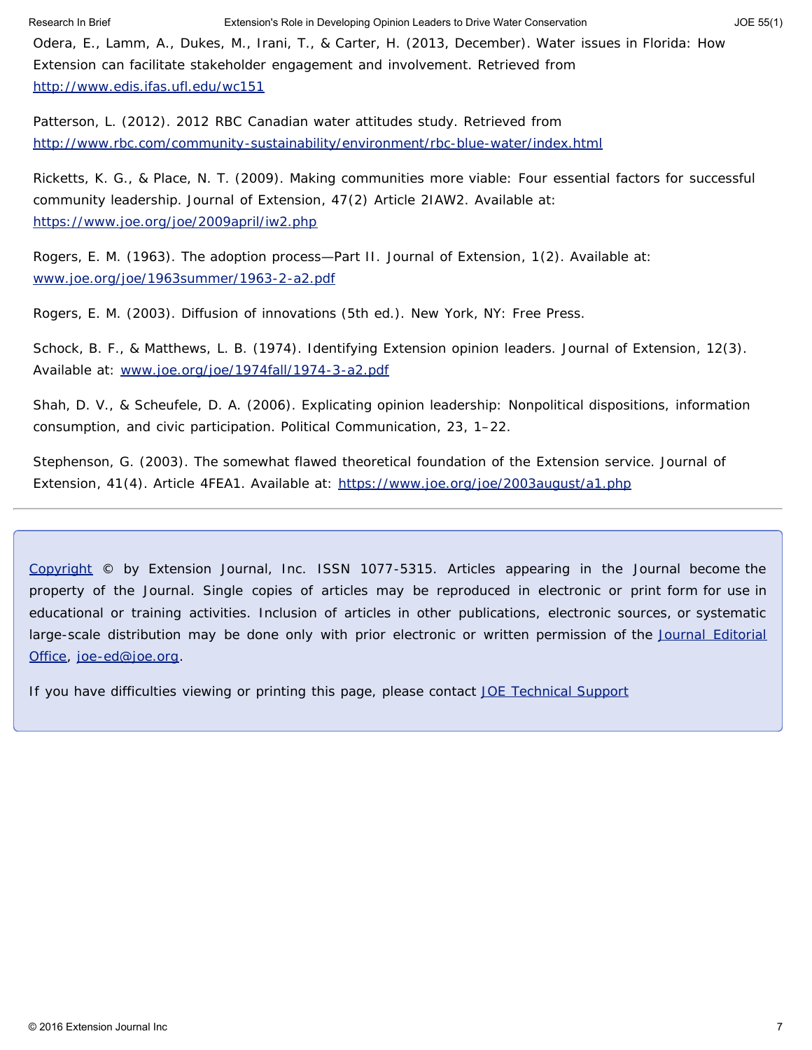Odera, E., Lamm, A., Dukes, M., Irani, T., & Carter, H. (2013, December). Water issues in Florida: How Extension can facilitate stakeholder engagement and involvement. Retrieved from http://www.edis.ifas.ufl.edu/wc151

Patterson, L. (2012). 2012 RBC Canadian water attitudes study. Retrieved from http://www.rbc.com/community-sustainability/environment/rbc-blue-water/index.html

Ricketts, K. G., & Place, N. T. (2009). Making communities more viable: Four essential factors for successful community leadership. Journal of Extension, 47(2) Article 2IAW2. Available at: https://www.joe.org/joe/2009april/iw2.php

Rogers, E. M. (1963). The adoption process—Part II. Journal of Extension, 1(2). Available at: www.joe.org/joe/1963summer/1963-2-a2.pdf

Rogers, E. M. (2003). Diffusion of innovations (5th ed.). New York, NY: Free Press.

Schock, B. F., & Matthews, L. B. (1974). Identifying Extension opinion leaders. Journal of Extension, 12(3). Available at: www.joe.org/joe/1974fall/1974-3-a2.pdf

Shah, D. V., & Scheufele, D. A. (2006). Explicating opinion leadership: Nonpolitical dispositions, information consumption, and civic participation. Political Communication, 23, 1–22.

Stephenson, G. (2003). The somewhat flawed theoretical foundation of the Extension service. Journal of Extension, 41(4). Article 4FEA1. Available at: https://www.joe.org/joe/2003august/a1.php

---

Copyright © by Extension Journal, Inc. ISSN 1077-5315. Articles appearing in the Journal become the property of the Journal. Single copies of articles may be reproduced in electronic or print form for use in educational or training activities. Inclusion of articles in other publications, electronic sources, or systematic large-scale distribution may be done only with prior electronic or written permission of the Journal Editorial Office, joe-ed@joe.org.

If you have difficulties viewing or printing this page, please contact JOE Technical Support